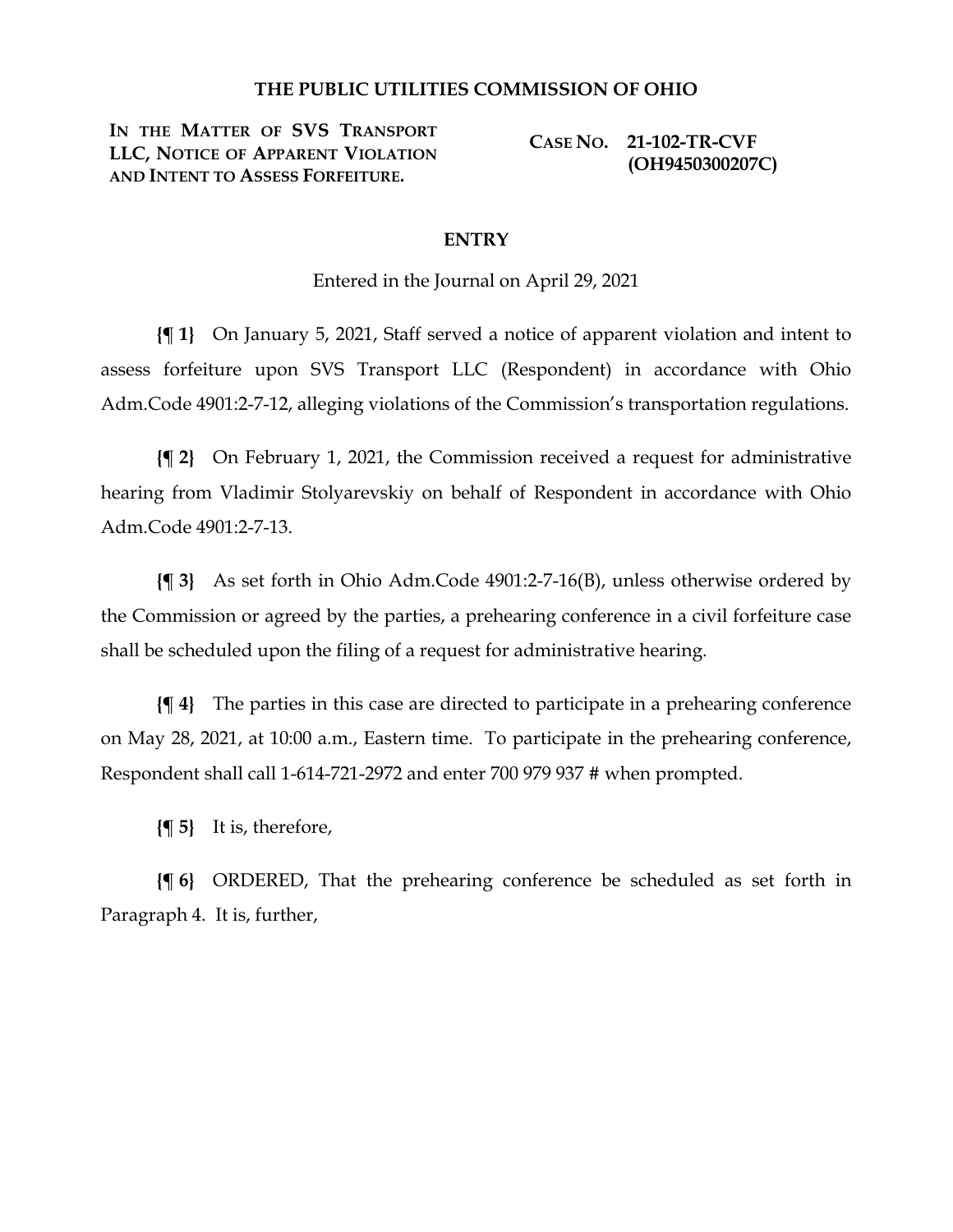**THE PUBLIC UTILITIES COMMISSION OF OHIO**

| IN THE MATTER OF SVS TRANSPORT LLC, NOTICE OF APPARENT VIOLATION AND INTENT TO ASSESS FORFEITURE. | CASE NO. 21-102-TR-CVF (OH9450300207C) |
| --- | --- |

**ENTRY**

Entered in the Journal on April 29, 2021

**{¶ 1}** On January 5, 2021, Staff served a notice of apparent violation and intent to assess forfeiture upon SVS Transport LLC (Respondent) in accordance with Ohio Adm.Code 4901:2-7-12, alleging violations of the Commission's transportation regulations.

**{¶ 2}** On February 1, 2021, the Commission received a request for administrative hearing from Vladimir Stolyarevskiy on behalf of Respondent in accordance with Ohio Adm.Code 4901:2-7-13.

**{¶ 3}** As set forth in Ohio Adm.Code 4901:2-7-16(B), unless otherwise ordered by the Commission or agreed by the parties, a prehearing conference in a civil forfeiture case shall be scheduled upon the filing of a request for administrative hearing.

**{¶ 4}** The parties in this case are directed to participate in a prehearing conference on May 28, 2021, at 10:00 a.m., Eastern time. To participate in the prehearing conference, Respondent shall call 1-614-721-2972 and enter 700 979 937 # when prompted.

**{¶ 5}** It is, therefore,

**{¶ 6}** ORDERED, That the prehearing conference be scheduled as set forth in Paragraph 4. It is, further,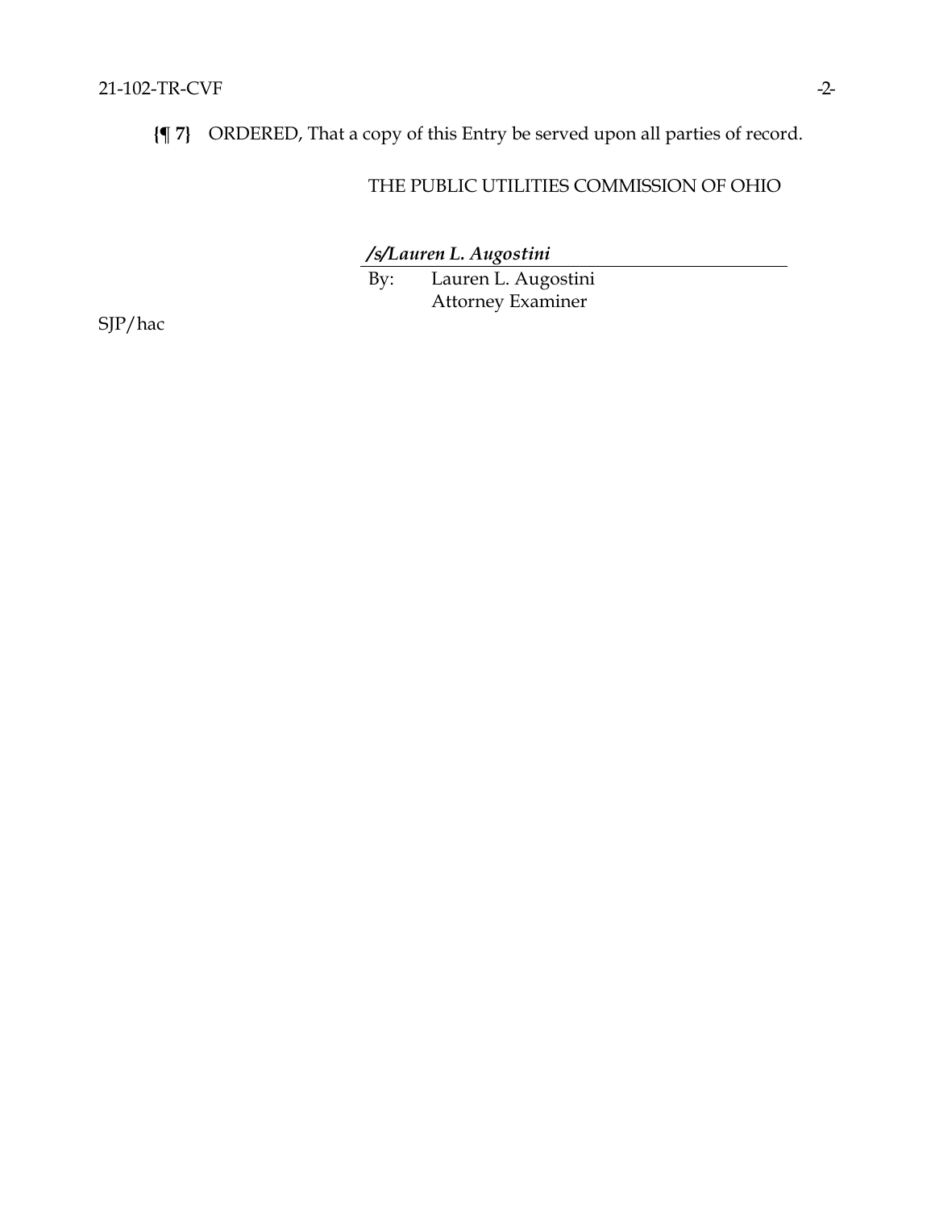**{¶ 7}** ORDERED, That a copy of this Entry be served upon all parties of record.

THE PUBLIC UTILITIES COMMISSION OF OHIO

***/s/Lauren L. Augostini***

By: Lauren L. Augostini
Attorney Examiner

SJP/hac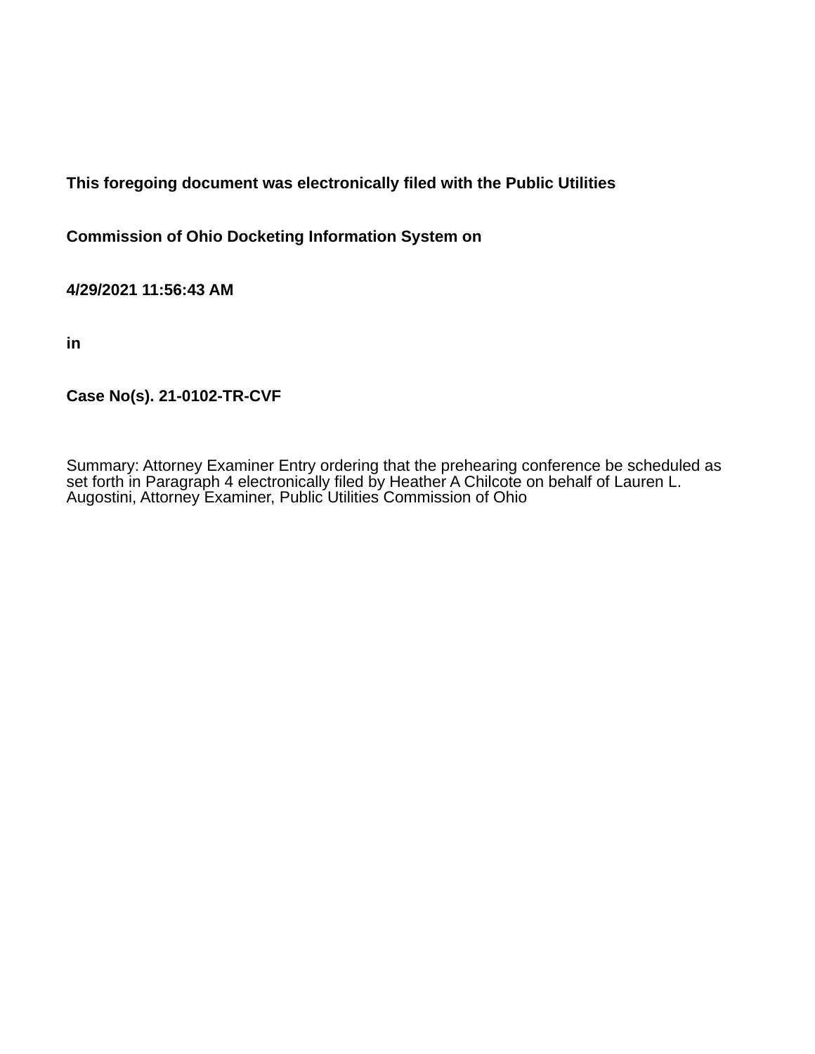**This foregoing document was electronically filed with the Public Utilities**

**Commission of Ohio Docketing Information System on**

**4/29/2021 11:56:43 AM**

**in**

**Case No(s). 21-0102-TR-CVF**

Summary: Attorney Examiner Entry ordering that the prehearing conference be scheduled as set forth in Paragraph 4 electronically filed by Heather A Chilcote on behalf of Lauren L. Augostini, Attorney Examiner, Public Utilities Commission of Ohio